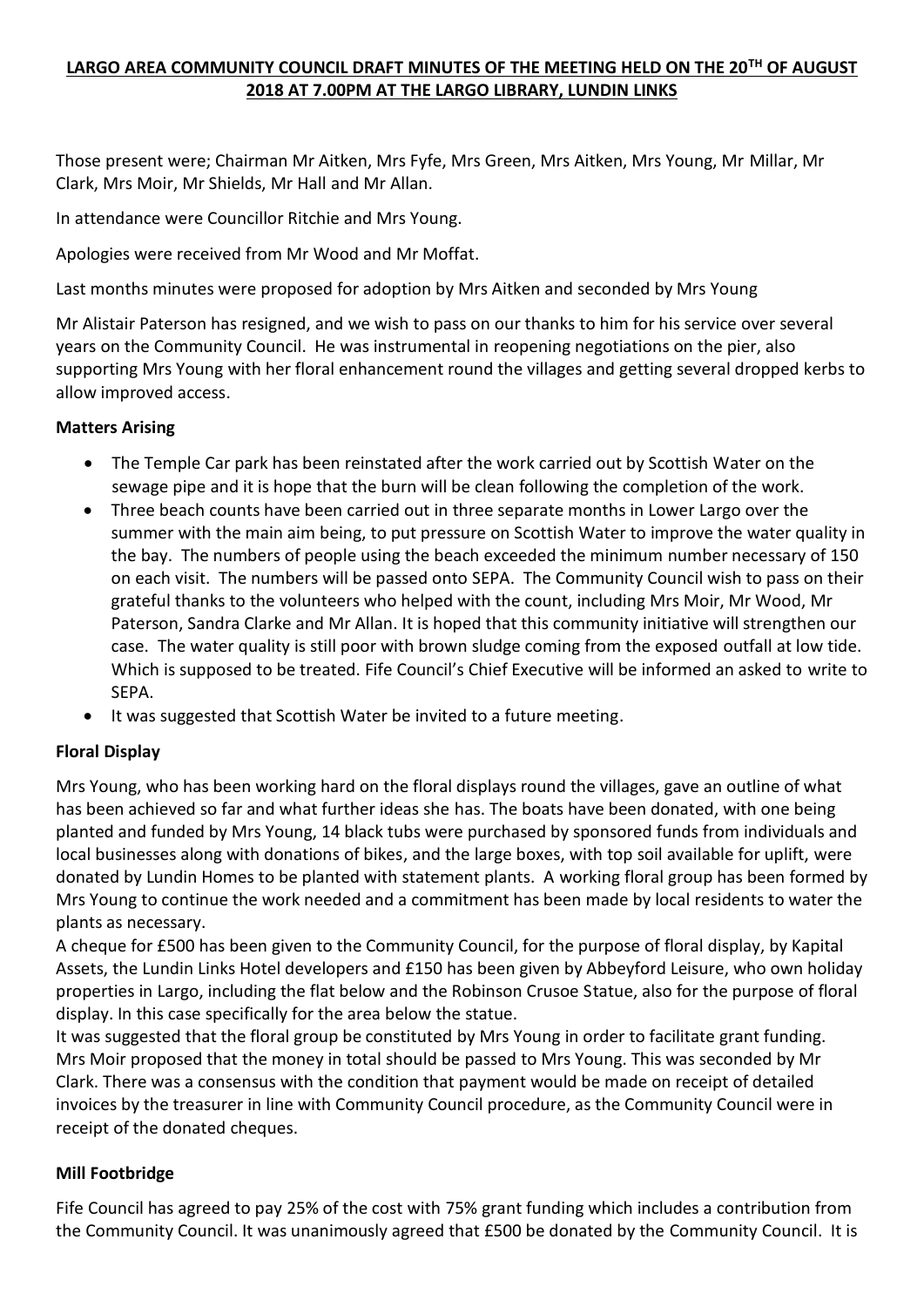# LARGO AREA COMMUNITY COUNCIL DRAFT MINUTES OF THE MEETING HELD ON THE 20TH OF AUGUST 2018 AT 7.00PM AT THE LARGO LIBRARY, LUNDIN LINKS

Those present were; Chairman Mr Aitken, Mrs Fyfe, Mrs Green, Mrs Aitken, Mrs Young, Mr Millar, Mr Clark, Mrs Moir, Mr Shields, Mr Hall and Mr Allan.

In attendance were Councillor Ritchie and Mrs Young.

Apologies were received from Mr Wood and Mr Moffat.

Last months minutes were proposed for adoption by Mrs Aitken and seconded by Mrs Young

Mr Alistair Paterson has resigned, and we wish to pass on our thanks to him for his service over several years on the Community Council. He was instrumental in reopening negotiations on the pier, also supporting Mrs Young with her floral enhancement round the villages and getting several dropped kerbs to allow improved access.

**Matters Arising**

- The Temple Car park has been reinstated after the work carried out by Scottish Water on the sewage pipe and it is hope that the burn will be clean following the completion of the work.
- Three beach counts have been carried out in three separate months in Lower Largo over the summer with the main aim being, to put pressure on Scottish Water to improve the water quality in the bay. The numbers of people using the beach exceeded the minimum number necessary of 150 on each visit. The numbers will be passed onto SEPA. The Community Council wish to pass on their grateful thanks to the volunteers who helped with the count, including Mrs Moir, Mr Wood, Mr Paterson, Sandra Clarke and Mr Allan. It is hoped that this community initiative will strengthen our case. The water quality is still poor with brown sludge coming from the exposed outfall at low tide. Which is supposed to be treated. Fife Council's Chief Executive will be informed an asked to write to SEPA.
- It was suggested that Scottish Water be invited to a future meeting.

**Floral Display**

Mrs Young, who has been working hard on the floral displays round the villages, gave an outline of what has been achieved so far and what further ideas she has. The boats have been donated, with one being planted and funded by Mrs Young, 14 black tubs were purchased by sponsored funds from individuals and local businesses along with donations of bikes, and the large boxes, with top soil available for uplift, were donated by Lundin Homes to be planted with statement plants. A working floral group has been formed by Mrs Young to continue the work needed and a commitment has been made by local residents to water the plants as necessary.

A cheque for £500 has been given to the Community Council, for the purpose of floral display, by Kapital Assets, the Lundin Links Hotel developers and £150 has been given by Abbeyford Leisure, who own holiday properties in Largo, including the flat below and the Robinson Crusoe Statue, also for the purpose of floral display. In this case specifically for the area below the statue.

It was suggested that the floral group be constituted by Mrs Young in order to facilitate grant funding. Mrs Moir proposed that the money in total should be passed to Mrs Young. This was seconded by Mr Clark. There was a consensus with the condition that payment would be made on receipt of detailed invoices by the treasurer in line with Community Council procedure, as the Community Council were in receipt of the donated cheques.

**Mill Footbridge**

Fife Council has agreed to pay 25% of the cost with 75% grant funding which includes a contribution from the Community Council. It was unanimously agreed that £500 be donated by the Community Council. It is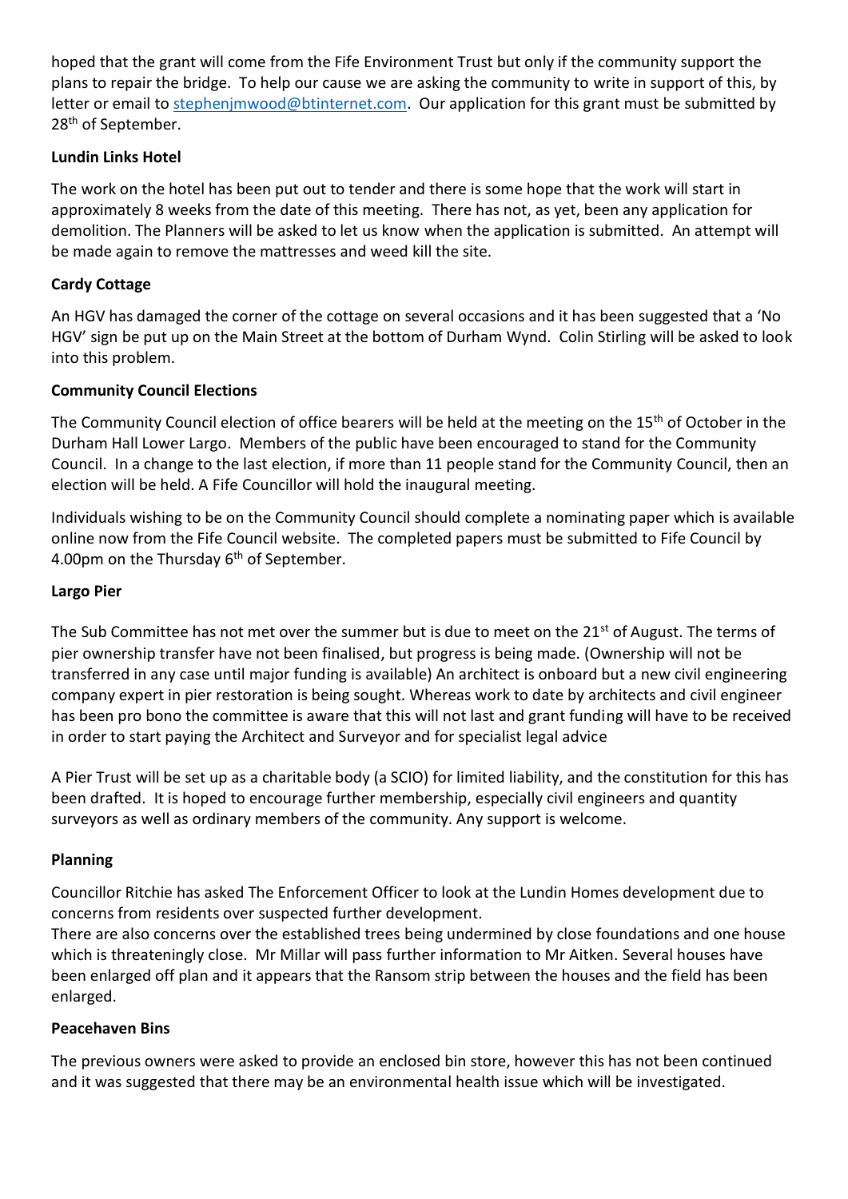hoped that the grant will come from the Fife Environment Trust but only if the community support the plans to repair the bridge. To help our cause we are asking the community to write in support of this, by letter or email to stephenjmwood@btinternet.com. Our application for this grant must be submitted by 28th of September.

**Lundin Links Hotel**

The work on the hotel has been put out to tender and there is some hope that the work will start in approximately 8 weeks from the date of this meeting. There has not, as yet, been any application for demolition. The Planners will be asked to let us know when the application is submitted. An attempt will be made again to remove the mattresses and weed kill the site.

**Cardy Cottage**

An HGV has damaged the corner of the cottage on several occasions and it has been suggested that a 'No HGV' sign be put up on the Main Street at the bottom of Durham Wynd. Colin Stirling will be asked to look into this problem.

**Community Council Elections**

The Community Council election of office bearers will be held at the meeting on the 15th of October in the Durham Hall Lower Largo. Members of the public have been encouraged to stand for the Community Council. In a change to the last election, if more than 11 people stand for the Community Council, then an election will be held. A Fife Councillor will hold the inaugural meeting.

Individuals wishing to be on the Community Council should complete a nominating paper which is available online now from the Fife Council website. The completed papers must be submitted to Fife Council by 4.00pm on the Thursday 6th of September.

**Largo Pier**

The Sub Committee has not met over the summer but is due to meet on the 21st of August. The terms of pier ownership transfer have not been finalised, but progress is being made. (Ownership will not be transferred in any case until major funding is available) An architect is onboard but a new civil engineering company expert in pier restoration is being sought. Whereas work to date by architects and civil engineer has been pro bono the committee is aware that this will not last and grant funding will have to be received in order to start paying the Architect and Surveyor and for specialist legal advice

A Pier Trust will be set up as a charitable body (a SCIO) for limited liability, and the constitution for this has been drafted. It is hoped to encourage further membership, especially civil engineers and quantity surveyors as well as ordinary members of the community. Any support is welcome.

**Planning**

Councillor Ritchie has asked The Enforcement Officer to look at the Lundin Homes development due to concerns from residents over suspected further development.

There are also concerns over the established trees being undermined by close foundations and one house which is threateningly close. Mr Millar will pass further information to Mr Aitken. Several houses have been enlarged off plan and it appears that the Ransom strip between the houses and the field has been enlarged.

**Peacehaven Bins**

The previous owners were asked to provide an enclosed bin store, however this has not been continued and it was suggested that there may be an environmental health issue which will be investigated.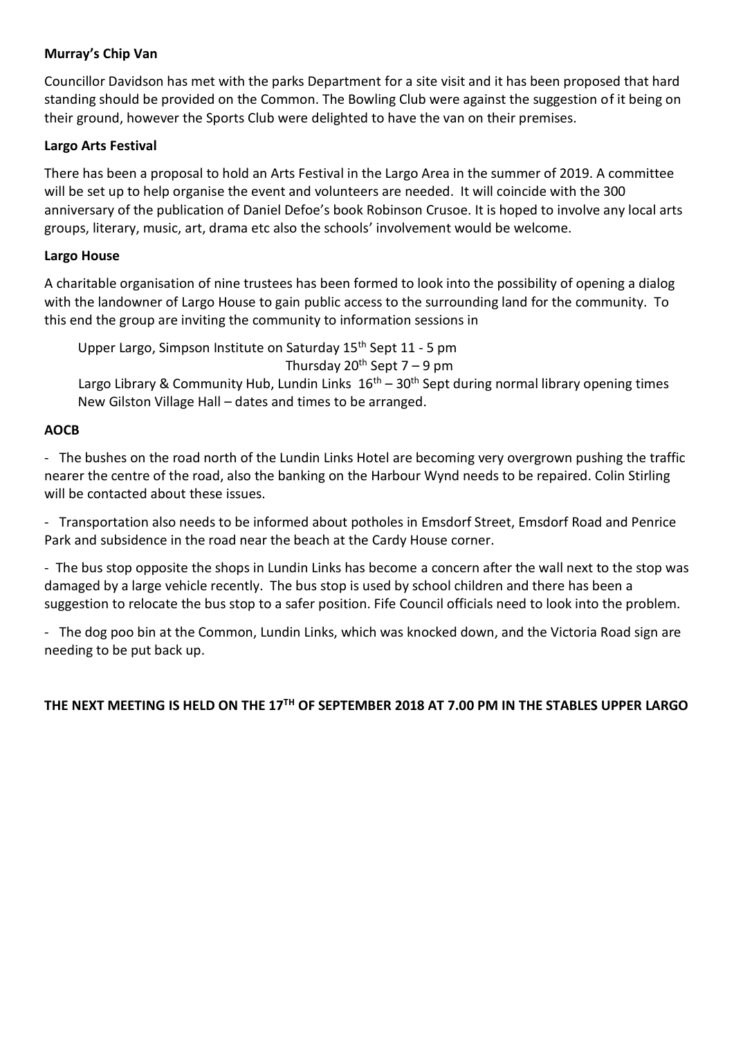**Murray's Chip Van**

Councillor Davidson has met with the parks Department for a site visit and it has been proposed that hard standing should be provided on the Common. The Bowling Club were against the suggestion of it being on their ground, however the Sports Club were delighted to have the van on their premises.

**Largo Arts Festival**

There has been a proposal to hold an Arts Festival in the Largo Area in the summer of 2019. A committee will be set up to help organise the event and volunteers are needed. It will coincide with the 300 anniversary of the publication of Daniel Defoe's book Robinson Crusoe. It is hoped to involve any local arts groups, literary, music, art, drama etc also the schools' involvement would be welcome.

**Largo House**

A charitable organisation of nine trustees has been formed to look into the possibility of opening a dialog with the landowner of Largo House to gain public access to the surrounding land for the community. To this end the group are inviting the community to information sessions in

Upper Largo, Simpson Institute on Saturday 15th Sept 11 - 5 pm
Thursday 20th Sept 7 – 9 pm
Largo Library & Community Hub, Lundin Links 16th – 30th Sept during normal library opening times
New Gilston Village Hall – dates and times to be arranged.

**AOCB**

- The bushes on the road north of the Lundin Links Hotel are becoming very overgrown pushing the traffic nearer the centre of the road, also the banking on the Harbour Wynd needs to be repaired. Colin Stirling will be contacted about these issues.

- Transportation also needs to be informed about potholes in Emsdorf Street, Emsdorf Road and Penrice Park and subsidence in the road near the beach at the Cardy House corner.

- The bus stop opposite the shops in Lundin Links has become a concern after the wall next to the stop was damaged by a large vehicle recently. The bus stop is used by school children and there has been a suggestion to relocate the bus stop to a safer position. Fife Council officials need to look into the problem.

- The dog poo bin at the Common, Lundin Links, which was knocked down, and the Victoria Road sign are needing to be put back up.

**THE NEXT MEETING IS HELD ON THE 17TH OF SEPTEMBER 2018 AT 7.00 PM IN THE STABLES UPPER LARGO**